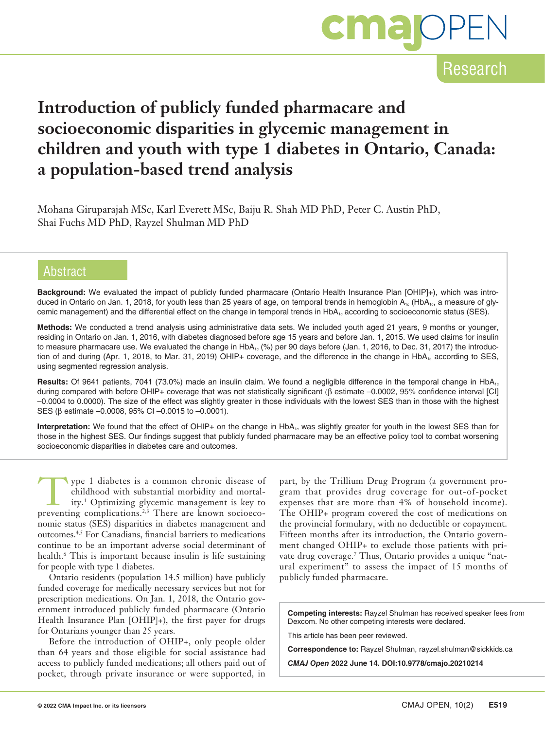Research

# Introduction of publicly funded pharmacare and socioeconomic disparities in glycemic management in children and youth with type 1 diabetes in Ontario, Canada: a population-based trend analysis

Mohana Giruparajah MSc, Karl Everett MSc, Baiju R. Shah MD PhD, Peter C. Austin PhD, Shai Fuchs MD PhD, Rayzel Shulman MD PhD

## Abstract

**Background:** We evaluated the impact of publicly funded pharmacare (Ontario Health Insurance Plan [OHIP]+), which was introduced in Ontario on Jan. 1, 2018, for youth less than 25 years of age, on temporal trends in hemoglobin $A_{1c}$ ($HbA_{1c}$, a measure of glycemic management) and the differential effect on the change in temporal trends in $HbA_{1c}$ according to socioeconomic status (SES).

**Methods:** We conducted a trend analysis using administrative data sets. We included youth aged 21 years, 9 months or younger, residing in Ontario on Jan. 1, 2016, with diabetes diagnosed before age 15 years and before Jan. 1, 2015. We used claims for insulin to measure pharmacare use. We evaluated the change in $HbA_{1c}$ (%) per 90 days before (Jan. 1, 2016, to Dec. 31, 2017) the introduction of and during (Apr. 1, 2018, to Mar. 31, 2019) OHIP+ coverage, and the difference in the change in $HbA_{1c}$ according to SES, using segmented regression analysis.

**Results:** Of 9641 patients, 7041 (73.0%) made an insulin claim. We found a negligible difference in the temporal change in $HbA_{1c}$ during compared with before OHIP+ coverage that was not statistically significant (β estimate –0.0002, 95% confidence interval [CI] –0.0004 to 0.0000). The size of the effect was slightly greater in those individuals with the lowest SES than in those with the highest SES (β estimate –0.0008, 95% CI –0.0015 to –0.0001).

**Interpretation:** We found that the effect of OHIP+ on the change in $HbA_{1c}$ was slightly greater for youth in the lowest SES than for those in the highest SES. Our findings suggest that publicly funded pharmacare may be an effective policy tool to combat worsening socioeconomic disparities in diabetes care and outcomes.

Type 1 diabetes is a common chronic disease of childhood with substantial morbidity and mortality.[1] Optimizing glycemic management is key to preventing complications.[2,3] There are known socioeconomic status (SES) disparities in diabetes management and outcomes.[4,5] For Canadians, financial barriers to medications continue to be an important adverse social determinant of health.[6] This is important because insulin is life sustaining for people with type 1 diabetes.

Ontario residents (population 14.5 million) have publicly funded coverage for medically necessary services but not for prescription medications. On Jan. 1, 2018, the Ontario government introduced publicly funded pharmacare (Ontario Health Insurance Plan [OHIP]+), the first payer for drugs for Ontarians younger than 25 years.

Before the introduction of OHIP+, only people older than 64 years and those eligible for social assistance had access to publicly funded medications; all others paid out of pocket, through private insurance or were supported, in part, by the Trillium Drug Program (a government program that provides drug coverage for out-of-pocket expenses that are more than 4% of household income). The OHIP+ program covered the cost of medications on the provincial formulary, with no deductible or copayment. Fifteen months after its introduction, the Ontario government changed OHIP+ to exclude those patients with private drug coverage.[7] Thus, Ontario provides a unique "natural experiment" to assess the impact of 15 months of publicly funded pharmacare.

**Competing interests:** Rayzel Shulman has received speaker fees from Dexcom. No other competing interests were declared.

This article has been peer reviewed.

**Correspondence to:** Rayzel Shulman, rayzel.shulman@sickkids.ca

***CMAJ Open*** **2022 June 14. DOI:10.9778/cmajo.20210214**

© 2022 CMA Impact Inc. or its licensors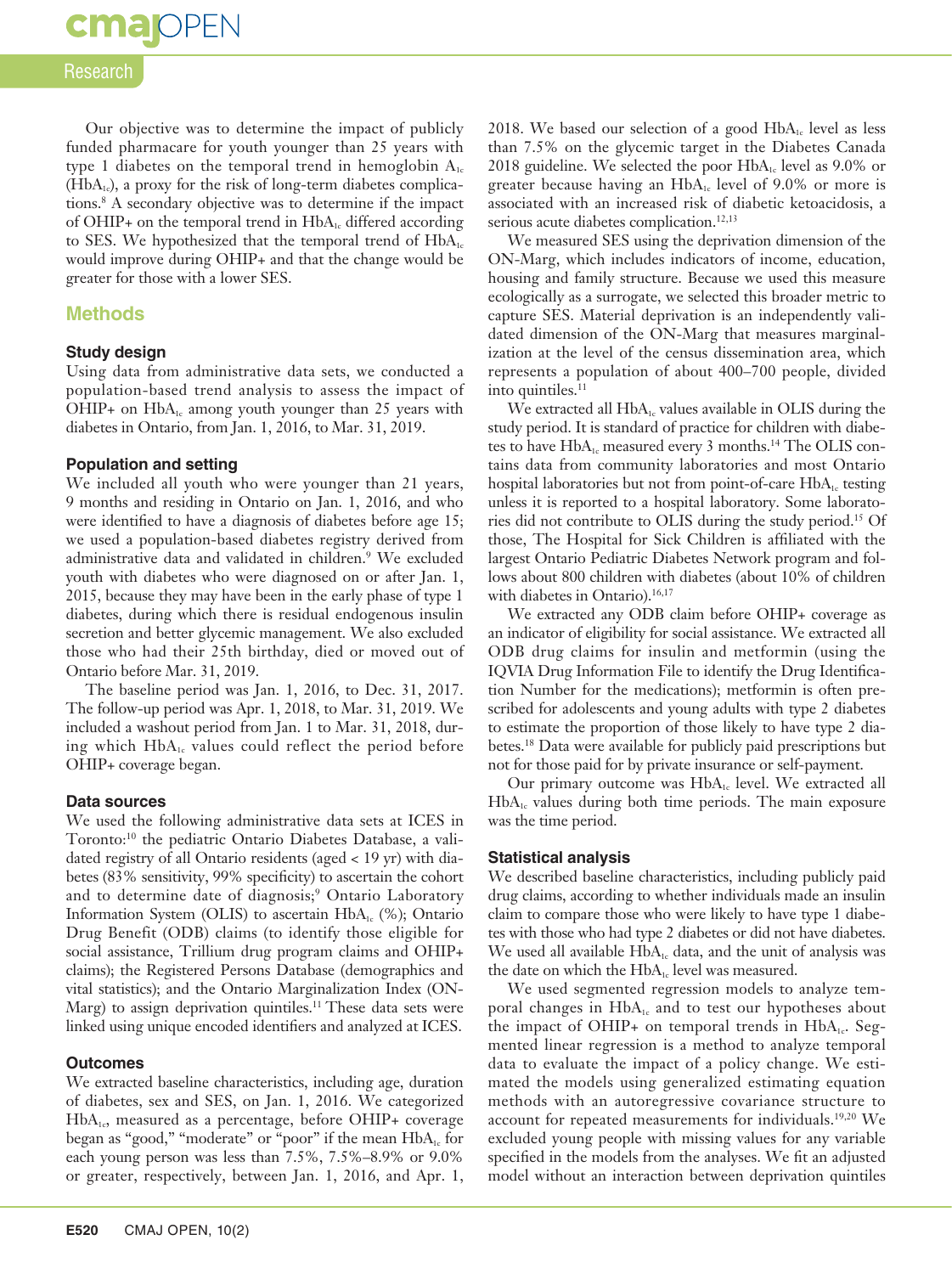Our objective was to determine the impact of publicly funded pharmacare for youth younger than 25 years with type 1 diabetes on the temporal trend in hemoglobin $A_{1c}$ ($HbA_{1c}$), a proxy for the risk of long-term diabetes complications.[8] A secondary objective was to determine if the impact of OHIP+ on the temporal trend in $HbA_{1c}$ differed according to SES. We hypothesized that the temporal trend of $HbA_{1c}$ would improve during OHIP+ and that the change would be greater for those with a lower SES.

## Methods

### Study design

Using data from administrative data sets, we conducted a population-based trend analysis to assess the impact of OHIP+ on $HbA_{1c}$ among youth younger than 25 years with diabetes in Ontario, from Jan. 1, 2016, to Mar. 31, 2019.

### Population and setting

We included all youth who were younger than 21 years, 9 months and residing in Ontario on Jan. 1, 2016, and who were identified to have a diagnosis of diabetes before age 15; we used a population-based diabetes registry derived from administrative data and validated in children.[9] We excluded youth with diabetes who were diagnosed on or after Jan. 1, 2015, because they may have been in the early phase of type 1 diabetes, during which there is residual endogenous insulin secretion and better glycemic management. We also excluded those who had their 25th birthday, died or moved out of Ontario before Mar. 31, 2019.

The baseline period was Jan. 1, 2016, to Dec. 31, 2017. The follow-up period was Apr. 1, 2018, to Mar. 31, 2019. We included a washout period from Jan. 1 to Mar. 31, 2018, during which $HbA_{1c}$ values could reflect the period before OHIP+ coverage began.

### Data sources

We used the following administrative data sets at ICES in Toronto:[10] the pediatric Ontario Diabetes Database, a validated registry of all Ontario residents (aged < 19 yr) with diabetes (83% sensitivity, 99% specificity) to ascertain the cohort and to determine date of diagnosis;[9] Ontario Laboratory Information System (OLIS) to ascertain $HbA_{1c}$ (%); Ontario Drug Benefit (ODB) claims (to identify those eligible for social assistance, Trillium drug program claims and OHIP+ claims); the Registered Persons Database (demographics and vital statistics); and the Ontario Marginalization Index (ON-Marg) to assign deprivation quintiles.[11] These data sets were linked using unique encoded identifiers and analyzed at ICES.

### Outcomes

We extracted baseline characteristics, including age, duration of diabetes, sex and SES, on Jan. 1, 2016. We categorized $HbA_{1c}$, measured as a percentage, before OHIP+ coverage began as "good," "moderate" or "poor" if the mean $HbA_{1c}$ for each young person was less than 7.5%, 7.5%–8.9% or 9.0% or greater, respectively, between Jan. 1, 2016, and Apr. 1, 2018. We based our selection of a good $HbA_{1c}$ level as less than 7.5% on the glycemic target in the Diabetes Canada 2018 guideline. We selected the poor $HbA_{1c}$ level as 9.0% or greater because having an $HbA_{1c}$ level of 9.0% or more is associated with an increased risk of diabetic ketoacidosis, a serious acute diabetes complication.[12,13]

We measured SES using the deprivation dimension of the ON-Marg, which includes indicators of income, education, housing and family structure. Because we used this measure ecologically as a surrogate, we selected this broader metric to capture SES. Material deprivation is an independently validated dimension of the ON-Marg that measures marginalization at the level of the census dissemination area, which represents a population of about 400–700 people, divided into quintiles.[11]

We extracted all $HbA_{1c}$ values available in OLIS during the study period. It is standard of practice for children with diabetes to have $HbA_{1c}$ measured every 3 months.[14] The OLIS contains data from community laboratories and most Ontario hospital laboratories but not from point-of-care $HbA_{1c}$ testing unless it is reported to a hospital laboratory. Some laboratories did not contribute to OLIS during the study period.[15] Of those, The Hospital for Sick Children is affiliated with the largest Ontario Pediatric Diabetes Network program and follows about 800 children with diabetes (about 10% of children with diabetes in Ontario).[16,17]

We extracted any ODB claim before OHIP+ coverage as an indicator of eligibility for social assistance. We extracted all ODB drug claims for insulin and metformin (using the IQVIA Drug Information File to identify the Drug Identification Number for the medications); metformin is often prescribed for adolescents and young adults with type 2 diabetes to estimate the proportion of those likely to have type 2 diabetes.[18] Data were available for publicly paid prescriptions but not for those paid for by private insurance or self-payment.

Our primary outcome was $HbA_{1c}$ level. We extracted all $HbA_{1c}$ values during both time periods. The main exposure was the time period.

### Statistical analysis

We described baseline characteristics, including publicly paid drug claims, according to whether individuals made an insulin claim to compare those who were likely to have type 1 diabetes with those who had type 2 diabetes or did not have diabetes. We used all available $HbA_{1c}$ data, and the unit of analysis was the date on which the $HbA_{1c}$ level was measured.

We used segmented regression models to analyze temporal changes in $HbA_{1c}$ and to test our hypotheses about the impact of OHIP+ on temporal trends in $HbA_{1c}$. Segmented linear regression is a method to analyze temporal data to evaluate the impact of a policy change. We estimated the models using generalized estimating equation methods with an autoregressive covariance structure to account for repeated measurements for individuals.[19,20] We excluded young people with missing values for any variable specified in the models from the analyses. We fit an adjusted model without an interaction between deprivation quintiles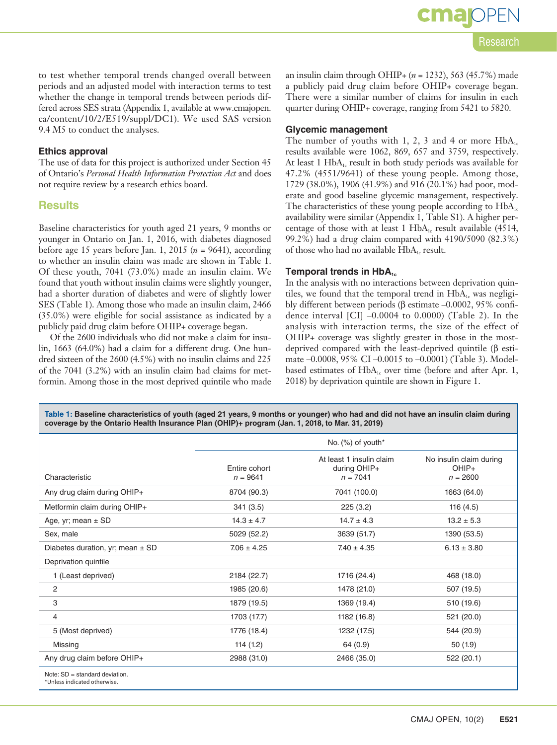to test whether temporal trends changed overall between periods and an adjusted model with interaction terms to test whether the change in temporal trends between periods differed across SES strata (Appendix 1, available at www.cmajopen.ca/content/10/2/E519/suppl/DC1). We used SAS version 9.4 M5 to conduct the analyses.

### Ethics approval

The use of data for this project is authorized under Section 45 of Ontario's *Personal Health Information Protection Act* and does not require review by a research ethics board.

## Results

Baseline characteristics for youth aged 21 years, 9 months or younger in Ontario on Jan. 1, 2016, with diabetes diagnosed before age 15 years before Jan. 1, 2015 (*n* = 9641), according to whether an insulin claim was made are shown in Table 1. Of these youth, 7041 (73.0%) made an insulin claim. We found that youth without insulin claims were slightly younger, had a shorter duration of diabetes and were of slightly lower SES (Table 1). Among those who made an insulin claim, 2466 (35.0%) were eligible for social assistance as indicated by a publicly paid drug claim before OHIP+ coverage began.

Of the 2600 individuals who did not make a claim for insulin, 1663 (64.0%) had a claim for a different drug. One hundred sixteen of the 2600 (4.5%) with no insulin claims and 225 of the 7041 (3.2%) with an insulin claim had claims for metformin. Among those in the most deprived quintile who made an insulin claim through OHIP+ (*n* = 1232), 563 (45.7%) made a publicly paid drug claim before OHIP+ coverage began. There were a similar number of claims for insulin in each quarter during OHIP+ coverage, ranging from 5421 to 5820.

### Glycemic management

The number of youths with 1, 2, 3 and 4 or more $HbA_{1c}$ results available were 1062, 869, 657 and 3759, respectively. At least 1 $HbA_{1c}$ result in both study periods was available for 47.2% (4551/9641) of these young people. Among those, 1729 (38.0%), 1906 (41.9%) and 916 (20.1%) had poor, moderate and good baseline glycemic management, respectively. The characteristics of these young people according to $HbA_{1c}$ availability were similar (Appendix 1, Table S1). A higher percentage of those with at least 1 $HbA_{1c}$ result available (4514, 99.2%) had a drug claim compared with 4190/5090 (82.3%) of those who had no available $HbA_{1c}$ result.

### Temporal trends in $HbA_{1c}$

In the analysis with no interactions between deprivation quintiles, we found that the temporal trend in $HbA_{1c}$ was negligibly different between periods (β estimate –0.0002, 95% confidence interval [CI] –0.0004 to 0.0000) (Table 2). In the analysis with interaction terms, the size of the effect of OHIP+ coverage was slightly greater in those in the most-deprived compared with the least-deprived quintile (β estimate –0.0008, 95% CI –0.0015 to –0.0001) (Table 3). Model-based estimates of $HbA_{1c}$ over time (before and after Apr. 1, 2018) by deprivation quintile are shown in Figure 1.

**Table 1: Baseline characteristics of youth (aged 21 years, 9 months or younger) who had and did not have an insulin claim during coverage by the Ontario Health Insurance Plan (OHIP)+ program (Jan. 1, 2018, to Mar. 31, 2019)**

| | No. (%) of youth* | | |
|---|---|---|---|
| Characteristic | Entire cohort *n* = 9641 | At least 1 insulin claim during OHIP+ *n* = 7041 | No insulin claim during OHIP+ *n* = 2600 |
| Any drug claim during OHIP+ | 8704 (90.3) | 7041 (100.0) | 1663 (64.0) |
| Metformin claim during OHIP+ | 341 (3.5) | 225 (3.2) | 116 (4.5) |
| Age, yr; mean ± SD | 14.3 ± 4.7 | 14.7 ± 4.3 | 13.2 ± 5.3 |
| Sex, male | 5029 (52.2) | 3639 (51.7) | 1390 (53.5) |
| Diabetes duration, yr; mean ± SD | 7.06 ± 4.25 | 7.40 ± 4.35 | 6.13 ± 3.80 |
| Deprivation quintile | | | |
| 1 (Least deprived) | 2184 (22.7) | 1716 (24.4) | 468 (18.0) |
| 2 | 1985 (20.6) | 1478 (21.0) | 507 (19.5) |
| 3 | 1879 (19.5) | 1369 (19.4) | 510 (19.6) |
| 4 | 1703 (17.7) | 1182 (16.8) | 521 (20.0) |
| 5 (Most deprived) | 1776 (18.4) | 1232 (17.5) | 544 (20.9) |
| Missing | 114 (1.2) | 64 (0.9) | 50 (1.9) |
| Any drug claim before OHIP+ | 2988 (31.0) | 2466 (35.0) | 522 (20.1) |

Note: SD = standard deviation.
*Unless indicated otherwise.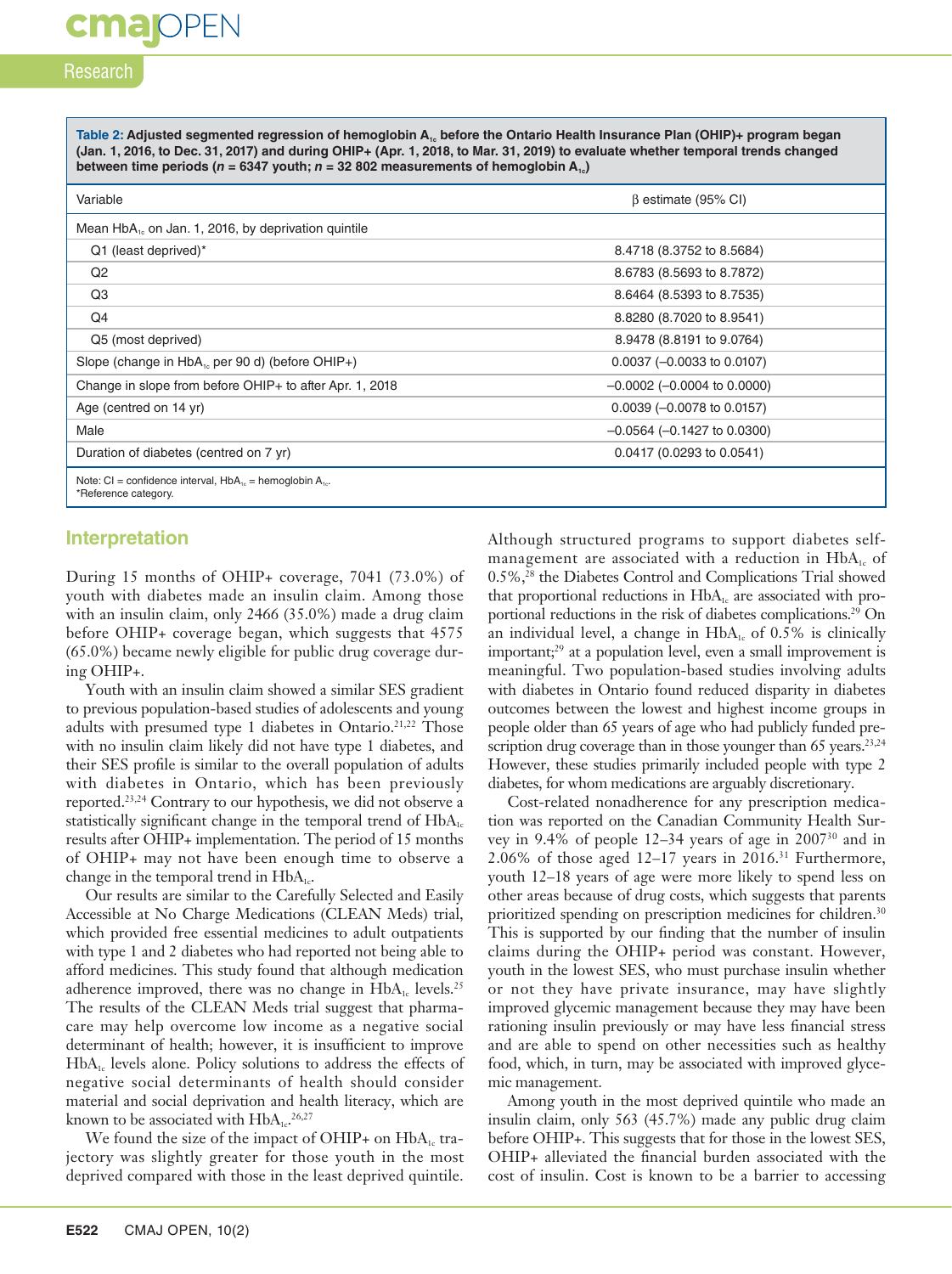**Table 2: Adjusted segmented regression of hemoglobin $A_{1c}$ before the Ontario Health Insurance Plan (OHIP)+ program began (Jan. 1, 2016, to Dec. 31, 2017) and during OHIP+ (Apr. 1, 2018, to Mar. 31, 2019) to evaluate whether temporal trends changed between time periods ($n$ = 6347 youth; $n$ = 32 802 measurements of hemoglobin $A_{1c}$)**

| Variable | β estimate (95% CI) |
|---|---|
| Mean $HbA_{1c}$ on Jan. 1, 2016, by deprivation quintile | |
| Q1 (least deprived)* | 8.4718 (8.3752 to 8.5684) |
| Q2 | 8.6783 (8.5693 to 8.7872) |
| Q3 | 8.6464 (8.5393 to 8.7535) |
| Q4 | 8.8280 (8.7020 to 8.9541) |
| Q5 (most deprived) | 8.9478 (8.8191 to 9.0764) |
| Slope (change in $HbA_{1c}$ per 90 d) (before OHIP+) | 0.0037 (–0.0033 to 0.0107) |
| Change in slope from before OHIP+ to after Apr. 1, 2018 | –0.0002 (–0.0004 to 0.0000) |
| Age (centred on 14 yr) | 0.0039 (–0.0078 to 0.0157) |
| Male | –0.0564 (–0.1427 to 0.0300) |
| Duration of diabetes (centred on 7 yr) | 0.0417 (0.0293 to 0.0541) |

Note: CI = confidence interval, $HbA_{1c}$ = hemoglobin $A_{1c}$.
*Reference category.

## Interpretation

During 15 months of OHIP+ coverage, 7041 (73.0%) of youth with diabetes made an insulin claim. Among those with an insulin claim, only 2466 (35.0%) made a drug claim before OHIP+ coverage began, which suggests that 4575 (65.0%) became newly eligible for public drug coverage during OHIP+.

Youth with an insulin claim showed a similar SES gradient to previous population-based studies of adolescents and young adults with presumed type 1 diabetes in Ontario.[21,22] Those with no insulin claim likely did not have type 1 diabetes, and their SES profile is similar to the overall population of adults with diabetes in Ontario, which has been previously reported.[23,24] Contrary to our hypothesis, we did not observe a statistically significant change in the temporal trend of $HbA_{1c}$ results after OHIP+ implementation. The period of 15 months of OHIP+ may not have been enough time to observe a change in the temporal trend in $HbA_{1c}$.

Our results are similar to the Carefully Selected and Easily Accessible at No Charge Medications (CLEAN Meds) trial, which provided free essential medicines to adult outpatients with type 1 and 2 diabetes who had reported not being able to afford medicines. This study found that although medication adherence improved, there was no change in $HbA_{1c}$ levels.[25] The results of the CLEAN Meds trial suggest that pharmacare may help overcome low income as a negative social determinant of health; however, it is insufficient to improve $HbA_{1c}$ levels alone. Policy solutions to address the effects of negative social determinants of health should consider material and social deprivation and health literacy, which are known to be associated with $HbA_{1c}$.[26,27]

We found the size of the impact of OHIP+ on $HbA_{1c}$ trajectory was slightly greater for those youth in the most deprived compared with those in the least deprived quintile. Although structured programs to support diabetes self-management are associated with a reduction in $HbA_{1c}$ of 0.5%,[28] the Diabetes Control and Complications Trial showed that proportional reductions in $HbA_{1c}$ are associated with proportional reductions in the risk of diabetes complications.[29] On an individual level, a change in $HbA_{1c}$ of 0.5% is clinically important;[29] at a population level, even a small improvement is meaningful. Two population-based studies involving adults with diabetes in Ontario found reduced disparity in diabetes outcomes between the lowest and highest income groups in people older than 65 years of age who had publicly funded prescription drug coverage than in those younger than 65 years.[23,24] However, these studies primarily included people with type 2 diabetes, for whom medications are arguably discretionary.

Cost-related nonadherence for any prescription medication was reported on the Canadian Community Health Survey in 9.4% of people 12–34 years of age in 2007[30] and in 2.06% of those aged 12–17 years in 2016.[31] Furthermore, youth 12–18 years of age were more likely to spend less on other areas because of drug costs, which suggests that parents prioritized spending on prescription medicines for children.[30] This is supported by our finding that the number of insulin claims during the OHIP+ period was constant. However, youth in the lowest SES, who must purchase insulin whether or not they have private insurance, may have slightly improved glycemic management because they may have been rationing insulin previously or may have less financial stress and are able to spend on other necessities such as healthy food, which, in turn, may be associated with improved glycemic management.

Among youth in the most deprived quintile who made an insulin claim, only 563 (45.7%) made any public drug claim before OHIP+. This suggests that for those in the lowest SES, OHIP+ alleviated the financial burden associated with the cost of insulin. Cost is known to be a barrier to accessing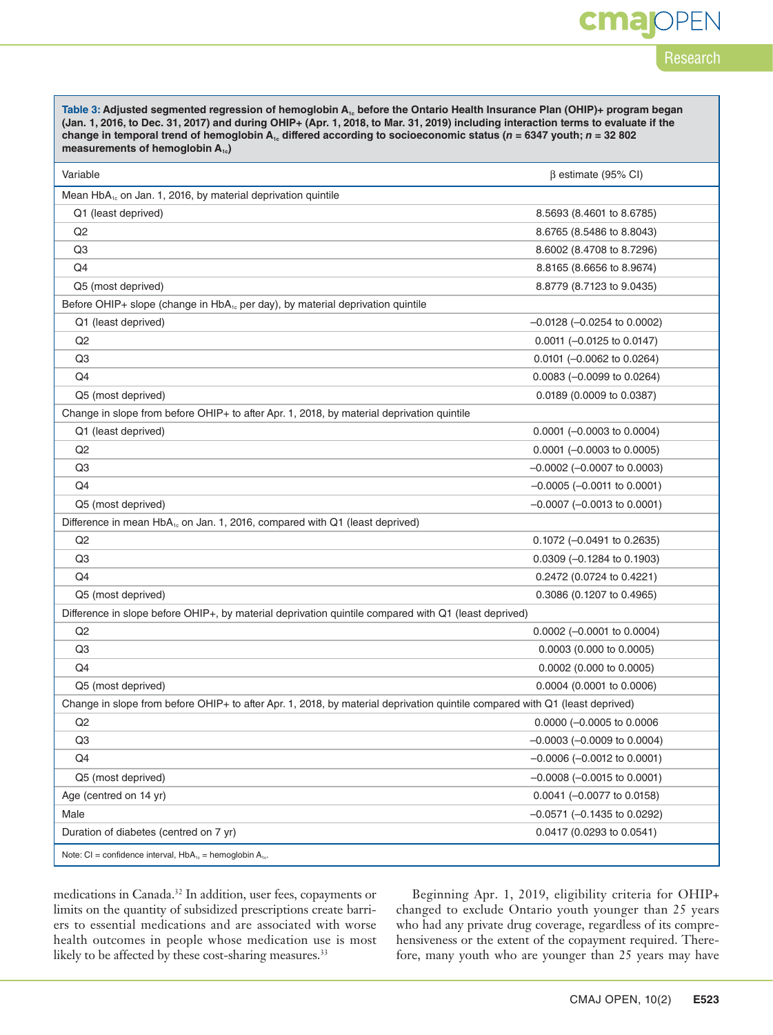**Table 3: Adjusted segmented regression of hemoglobin $A_{1c}$ before the Ontario Health Insurance Plan (OHIP)+ program began (Jan. 1, 2016, to Dec. 31, 2017) and during OHIP+ (Apr. 1, 2018, to Mar. 31, 2019) including interaction terms to evaluate if the change in temporal trend of hemoglobin $A_{1c}$ differed according to socioeconomic status ($n$ = 6347 youth; $n$ = 32 802 measurements of hemoglobin $A_{1c}$)**

| Variable | β estimate (95% CI) |
|---|---|
| Mean $HbA_{1c}$ on Jan. 1, 2016, by material deprivation quintile | |
| Q1 (least deprived) | 8.5693 (8.4601 to 8.6785) |
| Q2 | 8.6765 (8.5486 to 8.8043) |
| Q3 | 8.6002 (8.4708 to 8.7296) |
| Q4 | 8.8165 (8.6656 to 8.9674) |
| Q5 (most deprived) | 8.8779 (8.7123 to 9.0435) |
| Before OHIP+ slope (change in $HbA_{1c}$ per day), by material deprivation quintile | |
| Q1 (least deprived) | −0.0128 (−0.0254 to 0.0002) |
| Q2 | 0.0011 (−0.0125 to 0.0147) |
| Q3 | 0.0101 (−0.0062 to 0.0264) |
| Q4 | 0.0083 (−0.0099 to 0.0264) |
| Q5 (most deprived) | 0.0189 (0.0009 to 0.0387) |
| Change in slope from before OHIP+ to after Apr. 1, 2018, by material deprivation quintile | |
| Q1 (least deprived) | 0.0001 (−0.0003 to 0.0004) |
| Q2 | 0.0001 (−0.0003 to 0.0005) |
| Q3 | −0.0002 (−0.0007 to 0.0003) |
| Q4 | −0.0005 (−0.0011 to 0.0001) |
| Q5 (most deprived) | −0.0007 (−0.0013 to 0.0001) |
| Difference in mean $HbA_{1c}$ on Jan. 1, 2016, compared with Q1 (least deprived) | |
| Q2 | 0.1072 (−0.0491 to 0.2635) |
| Q3 | 0.0309 (−0.1284 to 0.1903) |
| Q4 | 0.2472 (0.0724 to 0.4221) |
| Q5 (most deprived) | 0.3086 (0.1207 to 0.4965) |
| Difference in slope before OHIP+, by material deprivation quintile compared with Q1 (least deprived) | |
| Q2 | 0.0002 (−0.0001 to 0.0004) |
| Q3 | 0.0003 (0.000 to 0.0005) |
| Q4 | 0.0002 (0.000 to 0.0005) |
| Q5 (most deprived) | 0.0004 (0.0001 to 0.0006) |
| Change in slope from before OHIP+ to after Apr. 1, 2018, by material deprivation quintile compared with Q1 (least deprived) | |
| Q2 | 0.0000 (−0.0005 to 0.0006 |
| Q3 | −0.0003 (−0.0009 to 0.0004) |
| Q4 | −0.0006 (−0.0012 to 0.0001) |
| Q5 (most deprived) | −0.0008 (−0.0015 to 0.0001) |
| Age (centred on 14 yr) | 0.0041 (−0.0077 to 0.0158) |
| Male | −0.0571 (−0.1435 to 0.0292) |
| Duration of diabetes (centred on 7 yr) | 0.0417 (0.0293 to 0.0541) |

Note: CI = confidence interval, $HbA_{1c}$ = hemoglobin $A_{1c}$.

medications in Canada.[32] In addition, user fees, copayments or limits on the quantity of subsidized prescriptions create barriers to essential medications and are associated with worse health outcomes in people whose medication use is most likely to be affected by these cost-sharing measures.[33]

Beginning Apr. 1, 2019, eligibility criteria for OHIP+ changed to exclude Ontario youth younger than 25 years who had any private drug coverage, regardless of its comprehensiveness or the extent of the copayment required. Therefore, many youth who are younger than 25 years may have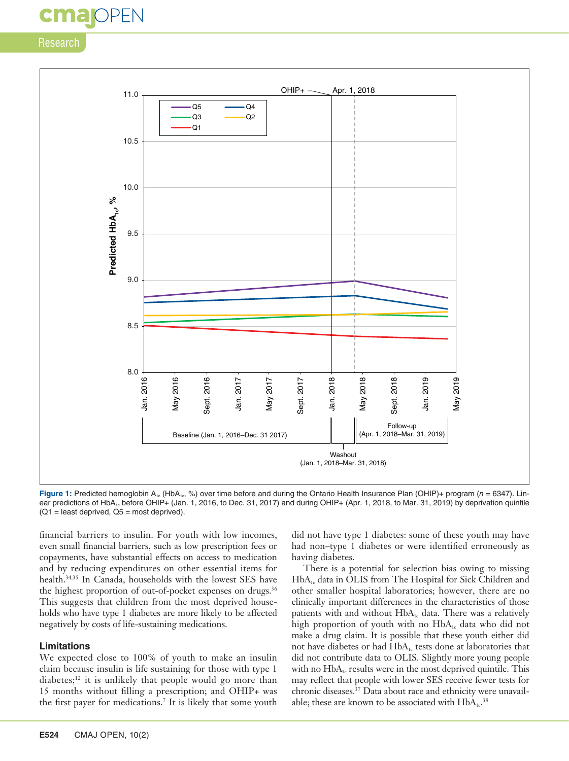**Figure 1:** Predicted hemoglobin $A_{1c}$ ($HbA_{1c}$, %) over time before and during the Ontario Health Insurance Plan (OHIP)+ program (*n* = 6347). Linear predictions of $HbA_{1c}$ before OHIP+ (Jan. 1, 2016, to Dec. 31, 2017) and during OHIP+ (Apr. 1, 2018, to Mar. 31, 2019) by deprivation quintile (Q1 = least deprived, Q5 = most deprived).

financial barriers to insulin. For youth with low incomes, even small financial barriers, such as low prescription fees or copayments, have substantial effects on access to medication and by reducing expenditures on other essential items for health.[34,35] In Canada, households with the lowest SES have the highest proportion of out-of-pocket expenses on drugs.[36] This suggests that children from the most deprived households who have type 1 diabetes are more likely to be affected negatively by costs of life-sustaining medications.

### Limitations

We expected close to 100% of youth to make an insulin claim because insulin is life sustaining for those with type 1 diabetes;[12] it is unlikely that people would go more than 15 months without filling a prescription; and OHIP+ was the first payer for medications.[7] It is likely that some youth did not have type 1 diabetes: some of these youth may have had non–type 1 diabetes or were identified erroneously as having diabetes.

There is a potential for selection bias owing to missing $HbA_{1c}$ data in OLIS from The Hospital for Sick Children and other smaller hospital laboratories; however, there are no clinically important differences in the characteristics of those patients with and without $HbA_{1c}$ data. There was a relatively high proportion of youth with no $HbA_{1c}$ data who did not make a drug claim. It is possible that these youth either did not have diabetes or had $HbA_{1c}$ tests done at laboratories that did not contribute data to OLIS. Slightly more young people with no $HbA_{1c}$ results were in the most deprived quintile. This may reflect that people with lower SES receive fewer tests for chronic diseases.[37] Data about race and ethnicity were unavailable; these are known to be associated with $HbA_{1c}$.[38]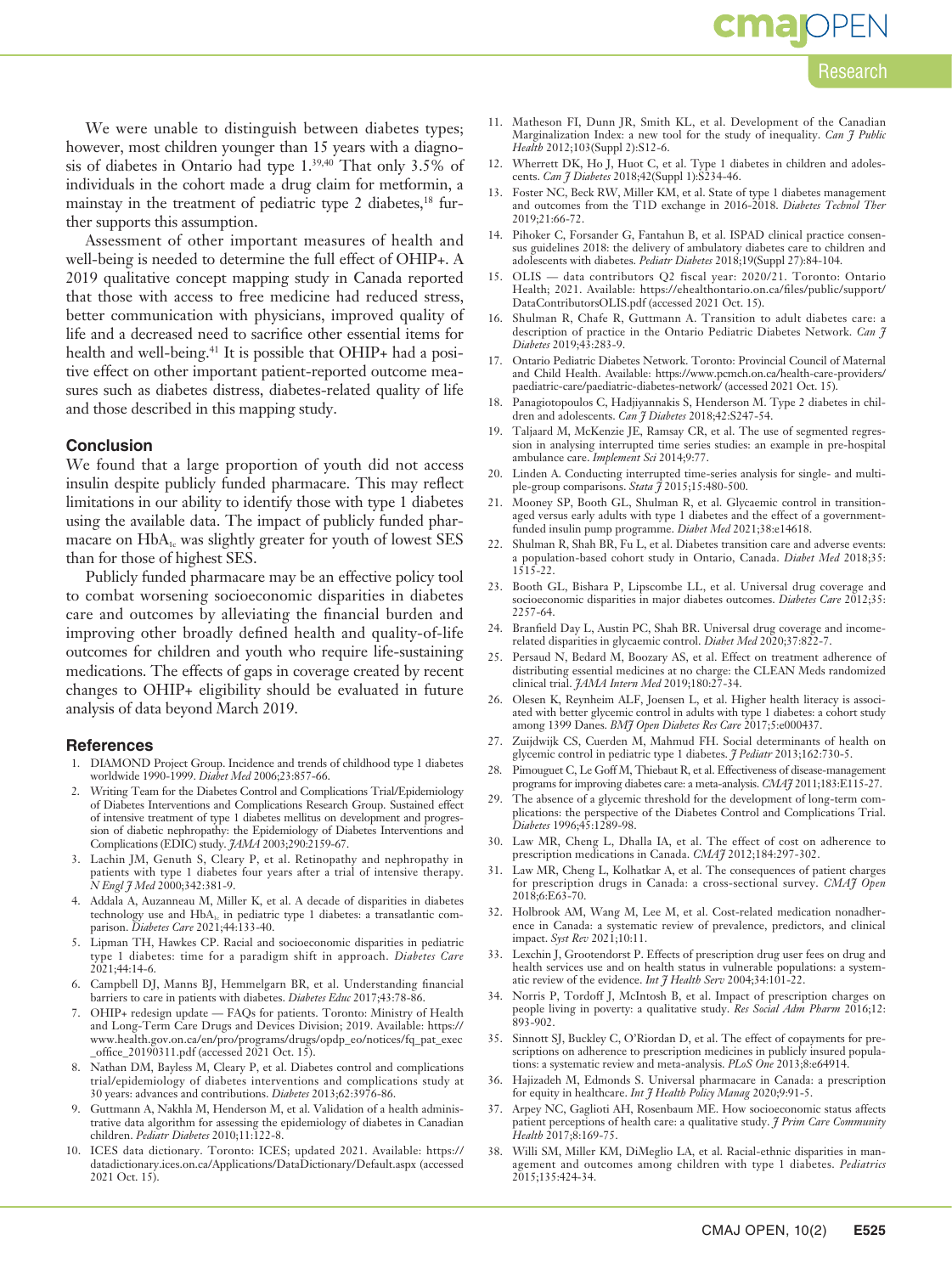We were unable to distinguish between diabetes types; however, most children younger than 15 years with a diagnosis of diabetes in Ontario had type 1.[39,40] That only 3.5% of individuals in the cohort made a drug claim for metformin, a mainstay in the treatment of pediatric type 2 diabetes,[18] further supports this assumption.

Assessment of other important measures of health and well-being is needed to determine the full effect of OHIP+. A 2019 qualitative concept mapping study in Canada reported that those with access to free medicine had reduced stress, better communication with physicians, improved quality of life and a decreased need to sacrifice other essential items for health and well-being.[41] It is possible that OHIP+ had a positive effect on other important patient-reported outcome measures such as diabetes distress, diabetes-related quality of life and those described in this mapping study.

## Conclusion

We found that a large proportion of youth did not access insulin despite publicly funded pharmacare. This may reflect limitations in our ability to identify those with type 1 diabetes using the available data. The impact of publicly funded pharmacare on $HbA_{1c}$ was slightly greater for youth of lowest SES than for those of highest SES.

Publicly funded pharmacare may be an effective policy tool to combat worsening socioeconomic disparities in diabetes care and outcomes by alleviating the financial burden and improving other broadly defined health and quality-of-life outcomes for children and youth who require life-sustaining medications. The effects of gaps in coverage created by recent changes to OHIP+ eligibility should be evaluated in future analysis of data beyond March 2019.

## References

1. DIAMOND Project Group. Incidence and trends of childhood type 1 diabetes worldwide 1990-1999. *Diabet Med* 2006;23:857-66.
2. Writing Team for the Diabetes Control and Complications Trial/Epidemiology of Diabetes Interventions and Complications Research Group. Sustained effect of intensive treatment of type 1 diabetes mellitus on development and progression of diabetic nephropathy: the Epidemiology of Diabetes Interventions and Complications (EDIC) study. *JAMA* 2003;290:2159-67.
3. Lachin JM, Genuth S, Cleary P, et al. Retinopathy and nephropathy in patients with type 1 diabetes four years after a trial of intensive therapy. *N Engl J Med* 2000;342:381-9.
4. Addala A, Auzanneau M, Miller K, et al. A decade of disparities in diabetes technology use and $HbA_{1c}$ in pediatric type 1 diabetes: a transatlantic comparison. *Diabetes Care* 2021;44:133-40.
5. Lipman TH, Hawkes CP. Racial and socioeconomic disparities in pediatric type 1 diabetes: time for a paradigm shift in approach. *Diabetes Care* 2021;44:14-6.
6. Campbell DJ, Manns BJ, Hemmelgarn BR, et al. Understanding financial barriers to care in patients with diabetes. *Diabetes Educ* 2017;43:78-86.
7. OHIP+ redesign update — FAQs for patients. Toronto: Ministry of Health and Long-Term Care Drugs and Devices Division; 2019. Available: https://www.health.gov.on.ca/en/pro/programs/drugs/opdp_eo/notices/fq_pat_exec_office_20190311.pdf (accessed 2021 Oct. 15).
8. Nathan DM, Bayless M, Cleary P, et al. Diabetes control and complications trial/epidemiology of diabetes interventions and complications study at 30 years: advances and contributions. *Diabetes* 2013;62:3976-86.
9. Guttmann A, Nakhla M, Henderson M, et al. Validation of a health administrative data algorithm for assessing the epidemiology of diabetes in Canadian children. *Pediatr Diabetes* 2010;11:122-8.
10. ICES data dictionary. Toronto: ICES; updated 2021. Available: https://datadictionary.ices.on.ca/Applications/DataDictionary/Default.aspx (accessed 2021 Oct. 15).
11. Matheson FI, Dunn JR, Smith KL, et al. Development of the Canadian Marginalization Index: a new tool for the study of inequality. *Can J Public Health* 2012;103(Suppl 2):S12-6.
12. Wherrett DK, Ho J, Huot C, et al. Type 1 diabetes in children and adolescents. *Can J Diabetes* 2018;42(Suppl 1):S234-46.
13. Foster NC, Beck RW, Miller KM, et al. State of type 1 diabetes management and outcomes from the T1D exchange in 2016-2018. *Diabetes Technol Ther* 2019;21:66-72.
14. Pihoker C, Forsander G, Fantahun B, et al. ISPAD clinical practice consensus guidelines 2018: the delivery of ambulatory diabetes care to children and adolescents with diabetes. *Pediatr Diabetes* 2018;19(Suppl 27):84-104.
15. OLIS — data contributors Q2 fiscal year: 2020/21. Toronto: Ontario Health; 2021. Available: https://ehealthontario.on.ca/files/public/support/DataContributorsOLIS.pdf (accessed 2021 Oct. 15).
16. Shulman R, Chafe R, Guttmann A. Transition to adult diabetes care: a description of practice in the Ontario Pediatric Diabetes Network. *Can J Diabetes* 2019;43:283-9.
17. Ontario Pediatric Diabetes Network. Toronto: Provincial Council of Maternal and Child Health. Available: https://www.pcmch.on.ca/health-care-providers/paediatric-care/paediatric-diabetes-network/ (accessed 2021 Oct. 15).
18. Panagiotopoulos C, Hadjiyannakis S, Henderson M. Type 2 diabetes in children and adolescents. *Can J Diabetes* 2018;42:S247-54.
19. Taljaard M, McKenzie JE, Ramsay CR, et al. The use of segmented regression in analysing interrupted time series studies: an example in pre-hospital ambulance care. *Implement Sci* 2014;9:77.
20. Linden A. Conducting interrupted time-series analysis for single- and multiple-group comparisons. *Stata J* 2015;15:480-500.
21. Mooney SP, Booth GL, Shulman R, et al. Glycaemic control in transition-aged versus early adults with type 1 diabetes and the effect of a government-funded insulin pump programme. *Diabet Med* 2021;38:e14618.
22. Shulman R, Shah BR, Fu L, et al. Diabetes transition care and adverse events: a population-based cohort study in Ontario, Canada. *Diabet Med* 2018;35:1515-22.
23. Booth GL, Bishara P, Lipscombe LL, et al. Universal drug coverage and socioeconomic disparities in major diabetes outcomes. *Diabetes Care* 2012;35:2257-64.
24. Branfield Day L, Austin PC, Shah BR. Universal drug coverage and income-related disparities in glycaemic control. *Diabet Med* 2020;37:822-7.
25. Persaud N, Bedard M, Boozary AS, et al. Effect on treatment adherence of distributing essential medicines at no charge: the CLEAN Meds randomized clinical trial. *JAMA Intern Med* 2019;180:27-34.
26. Olesen K, Reynheim ALF, Joensen L, et al. Higher health literacy is associated with better glycemic control in adults with type 1 diabetes: a cohort study among 1399 Danes. *BMJ Open Diabetes Res Care* 2017;5:e000437.
27. Zuijdwijk CS, Cuerden M, Mahmud FH. Social determinants of health on glycemic control in pediatric type 1 diabetes. *J Pediatr* 2013;162:730-5.
28. Pimouguet C, Le Goff M, Thiebaut R, et al. Effectiveness of disease-management programs for improving diabetes care: a meta-analysis. *CMAJ* 2011;183:E115-27.
29. The absence of a glycemic threshold for the development of long-term complications: the perspective of the Diabetes Control and Complications Trial. *Diabetes* 1996;45:1289-98.
30. Law MR, Cheng L, Dhalla IA, et al. The effect of cost on adherence to prescription medications in Canada. *CMAJ* 2012;184:297-302.
31. Law MR, Cheng L, Kolhatkar A, et al. The consequences of patient charges for prescription drugs in Canada: a cross-sectional survey. *CMAJ Open* 2018;6:E63-70.
32. Holbrook AM, Wang M, Lee M, et al. Cost-related medication nonadherence in Canada: a systematic review of prevalence, predictors, and clinical impact. *Syst Rev* 2021;10:11.
33. Lexchin J, Grootendorst P. Effects of prescription drug user fees on drug and health services use and on health status in vulnerable populations: a systematic review of the evidence. *Int J Health Serv* 2004;34:101-22.
34. Norris P, Tordoff J, McIntosh B, et al. Impact of prescription charges on people living in poverty: a qualitative study. *Res Social Adm Pharm* 2016;12:893-902.
35. Sinnott SJ, Buckley C, O'Riordan D, et al. The effect of copayments for prescriptions on adherence to prescription medicines in publicly insured populations: a systematic review and meta-analysis. *PLoS One* 2013;8:e64914.
36. Hajizadeh M, Edmonds S. Universal pharmacare in Canada: a prescription for equity in healthcare. *Int J Health Policy Manag* 2020;9:91-5.
37. Arpey NC, Gaglioti AH, Rosenbaum ME. How socioeconomic status affects patient perceptions of health care: a qualitative study. *J Prim Care Community Health* 2017;8:169-75.
38. Willi SM, Miller KM, DiMeglio LA, et al. Racial-ethnic disparities in management and outcomes among children with type 1 diabetes. *Pediatrics* 2015;135:424-34.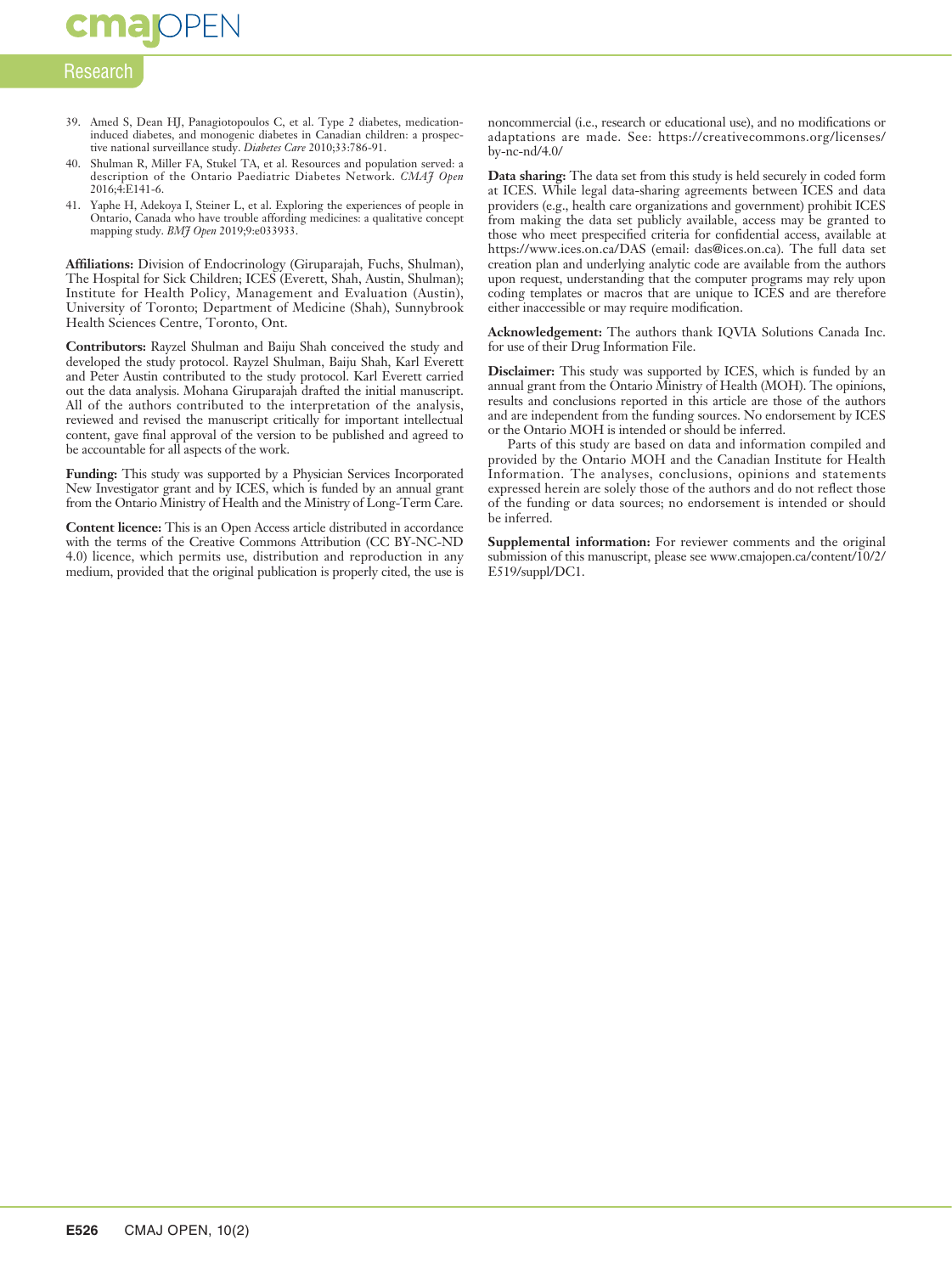39. Amed S, Dean HJ, Panagiotopoulos C, et al. Type 2 diabetes, medication-induced diabetes, and monogenic diabetes in Canadian children: a prospective national surveillance study. *Diabetes Care* 2010;33:786-91.
40. Shulman R, Miller FA, Stukel TA, et al. Resources and population served: a description of the Ontario Paediatric Diabetes Network. *CMAJ Open* 2016;4:E141-6.
41. Yaphe H, Adekoya I, Steiner L, et al. Exploring the experiences of people in Ontario, Canada who have trouble affording medicines: a qualitative concept mapping study. *BMJ Open* 2019;9:e033933.

**Affiliations:** Division of Endocrinology (Giruparajah, Fuchs, Shulman), The Hospital for Sick Children; ICES (Everett, Shah, Austin, Shulman); Institute for Health Policy, Management and Evaluation (Austin), University of Toronto; Department of Medicine (Shah), Sunnybrook Health Sciences Centre, Toronto, Ont.

**Contributors:** Rayzel Shulman and Baiju Shah conceived the study and developed the study protocol. Rayzel Shulman, Baiju Shah, Karl Everett and Peter Austin contributed to the study protocol. Karl Everett carried out the data analysis. Mohana Giruparajah drafted the initial manuscript. All of the authors contributed to the interpretation of the analysis, reviewed and revised the manuscript critically for important intellectual content, gave final approval of the version to be published and agreed to be accountable for all aspects of the work.

**Funding:** This study was supported by a Physician Services Incorporated New Investigator grant and by ICES, which is funded by an annual grant from the Ontario Ministry of Health and the Ministry of Long-Term Care.

**Content licence:** This is an Open Access article distributed in accordance with the terms of the Creative Commons Attribution (CC BY-NC-ND 4.0) licence, which permits use, distribution and reproduction in any medium, provided that the original publication is properly cited, the use is noncommercial (i.e., research or educational use), and no modifications or adaptations are made. See: https://creativecommons.org/licenses/by-nc-nd/4.0/

**Data sharing:** The data set from this study is held securely in coded form at ICES. While legal data-sharing agreements between ICES and data providers (e.g., health care organizations and government) prohibit ICES from making the data set publicly available, access may be granted to those who meet prespecified criteria for confidential access, available at https://www.ices.on.ca/DAS (email: das@ices.on.ca). The full data set creation plan and underlying analytic code are available from the authors upon request, understanding that the computer programs may rely upon coding templates or macros that are unique to ICES and are therefore either inaccessible or may require modification.

**Acknowledgement:** The authors thank IQVIA Solutions Canada Inc. for use of their Drug Information File.

**Disclaimer:** This study was supported by ICES, which is funded by an annual grant from the Ontario Ministry of Health (MOH). The opinions, results and conclusions reported in this article are those of the authors and are independent from the funding sources. No endorsement by ICES or the Ontario MOH is intended or should be inferred.

Parts of this study are based on data and information compiled and provided by the Ontario MOH and the Canadian Institute for Health Information. The analyses, conclusions, opinions and statements expressed herein are solely those of the authors and do not reflect those of the funding or data sources; no endorsement is intended or should be inferred.

**Supplemental information:** For reviewer comments and the original submission of this manuscript, please see www.cmajopen.ca/content/10/2/E519/suppl/DC1.